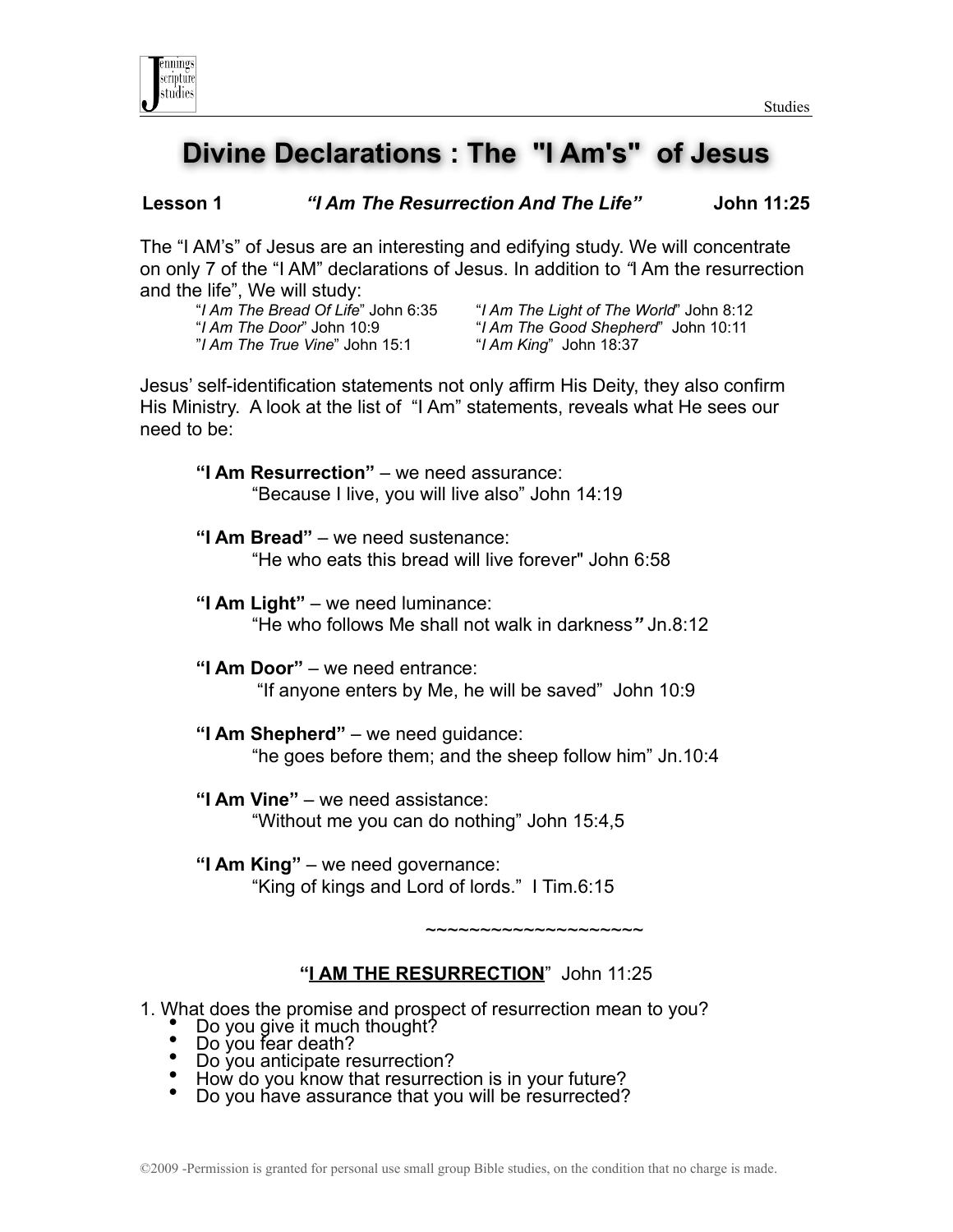# Divine Declarations : The "I Am's" of Jesus

**Lesson 1** ***"I Am The Resurrection And The Life"*** **John 11:25**

The "I AM's" of Jesus are an interesting and edifying study. We will concentrate on only 7 of the "I AM" declarations of Jesus. In addition to "I Am the resurrection and the life", We will study:

- "*I Am The Bread Of Life*" John 6:35
- "*I Am The Light of The World*" John 8:12
- "*I Am The Door*" John 10:9
- "*I Am The Good Shepherd*" John 10:11
- "*I Am The True Vine*" John 15:1
- "*I Am King*" John 18:37

Jesus' self-identification statements not only affirm His Deity, they also confirm His Ministry. A look at the list of "I Am" statements, reveals what He sees our need to be:

**"I Am Resurrection"** – we need assurance:
"Because I live, you will live also" John 14:19

**"I Am Bread"** – we need sustenance:
"He who eats this bread will live forever" John 6:58

**"I Am Light"** – we need luminance:
"He who follows Me shall not walk in darkness" Jn.8:12

**"I Am Door"** – we need entrance:
"If anyone enters by Me, he will be saved" John 10:9

**"I Am Shepherd"** – we need guidance:
"he goes before them; and the sheep follow him" Jn.10:4

**"I Am Vine"** – we need assistance:
"Without me you can do nothing" John 15:4,5

**"I Am King"** – we need governance:
"King of kings and Lord of lords." I Tim.6:15

~~~~~~~~~~~~~~~~~~~~

## "<u>I AM THE RESURRECTION</u>" John 11:25

1. What does the promise and prospect of resurrection mean to you?
   - Do you give it much thought?
   - Do you fear death?
   - Do you anticipate resurrection?
   - How do you know that resurrection is in your future?
   - Do you have assurance that you will be resurrected?

©2009 -Permission is granted for personal use small group Bible studies, on the condition that no charge is made.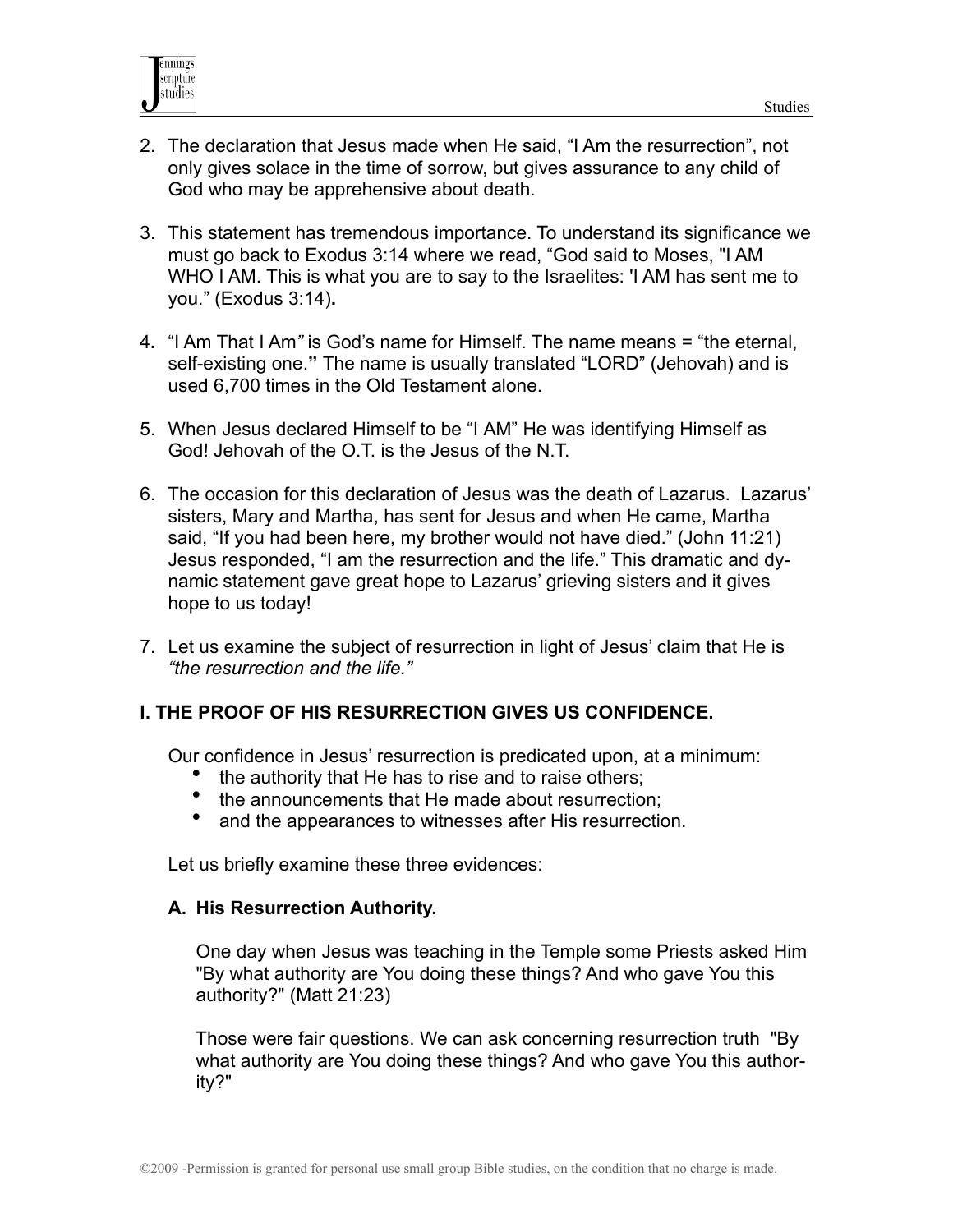2. The declaration that Jesus made when He said, "I Am the resurrection", not only gives solace in the time of sorrow, but gives assurance to any child of God who may be apprehensive about death.

3. This statement has tremendous importance. To understand its significance we must go back to Exodus 3:14 where we read, "God said to Moses, "I AM WHO I AM. This is what you are to say to the Israelites: 'I AM has sent me to you." (Exodus 3:14)**.**

4**.** "I Am That I Am*"* is God's name for Himself. The name means = "the eternal, self-existing one.**"** The name is usually translated "LORD" (Jehovah) and is used 6,700 times in the Old Testament alone.

5. When Jesus declared Himself to be "I AM" He was identifying Himself as God! Jehovah of the O.T. is the Jesus of the N.T.

6. The occasion for this declaration of Jesus was the death of Lazarus. Lazarus' sisters, Mary and Martha, has sent for Jesus and when He came, Martha said, "If you had been here, my brother would not have died." (John 11:21) Jesus responded, "I am the resurrection and the life." This dramatic and dynamic statement gave great hope to Lazarus' grieving sisters and it gives hope to us today!

7. Let us examine the subject of resurrection in light of Jesus' claim that He is *"the resurrection and the life."*

## I. THE PROOF OF HIS RESURRECTION GIVES US CONFIDENCE.

Our confidence in Jesus' resurrection is predicated upon, at a minimum:

- the authority that He has to rise and to raise others;
- the announcements that He made about resurrection;
- and the appearances to witnesses after His resurrection.

Let us briefly examine these three evidences:

### A. His Resurrection Authority.

One day when Jesus was teaching in the Temple some Priests asked Him "By what authority are You doing these things? And who gave You this authority?" (Matt 21:23)

Those were fair questions. We can ask concerning resurrection truth "By what authority are You doing these things? And who gave You this authority?"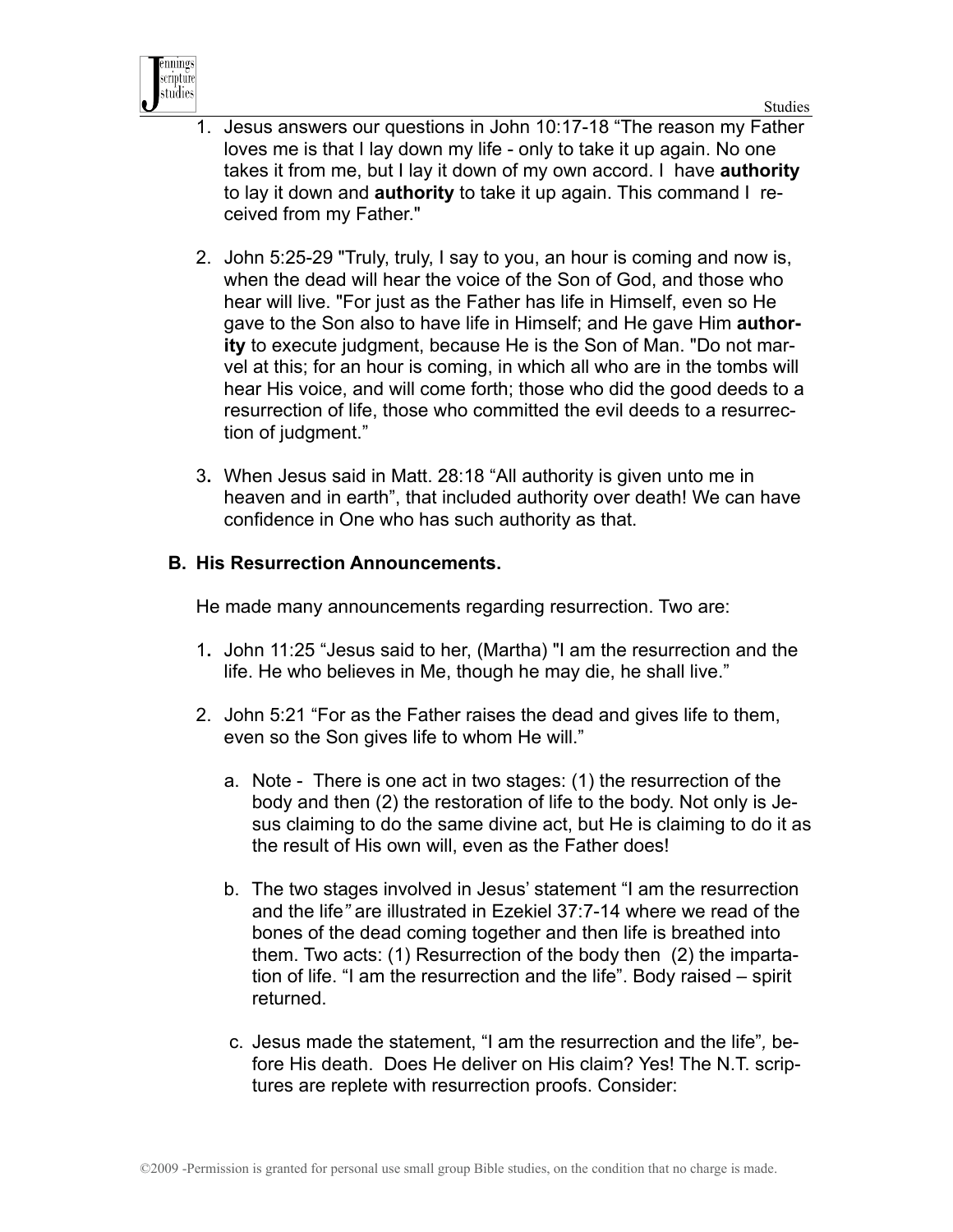1. Jesus answers our questions in John 10:17-18 “The reason my Father loves me is that I lay down my life - only to take it up again. No one takes it from me, but I lay it down of my own accord. I have **authority** to lay it down and **authority** to take it up again. This command I received from my Father."

2. John 5:25-29 "Truly, truly, I say to you, an hour is coming and now is, when the dead will hear the voice of the Son of God, and those who hear will live. "For just as the Father has life in Himself, even so He gave to the Son also to have life in Himself; and He gave Him **authority** to execute judgment, because He is the Son of Man. "Do not marvel at this; for an hour is coming, in which all who are in the tombs will hear His voice, and will come forth; those who did the good deeds to a resurrection of life, those who committed the evil deeds to a resurrection of judgment.”

3. When Jesus said in Matt. 28:18 “All authority is given unto me in heaven and in earth”, that included authority over death! We can have confidence in One who has such authority as that.

**B. His Resurrection Announcements.**

He made many announcements regarding resurrection. Two are:

1. John 11:25 “Jesus said to her, (Martha) "I am the resurrection and the life. He who believes in Me, though he may die, he shall live.”

2. John 5:21 “For as the Father raises the dead and gives life to them, even so the Son gives life to whom He will.”

   a. Note - There is one act in two stages: (1) the resurrection of the body and then (2) the restoration of life to the body. Not only is Jesus claiming to do the same divine act, but He is claiming to do it as the result of His own will, even as the Father does!

   b. The two stages involved in Jesus’ statement “I am the resurrection and the life*”* are illustrated in Ezekiel 37:7-14 where we read of the bones of the dead coming together and then life is breathed into them. Two acts: (1) Resurrection of the body then (2) the impartation of life. “I am the resurrection and the life”. Body raised – spirit returned.

   c. Jesus made the statement, “I am the resurrection and the life”*,* before His death. Does He deliver on His claim? Yes! The N.T. scriptures are replete with resurrection proofs. Consider: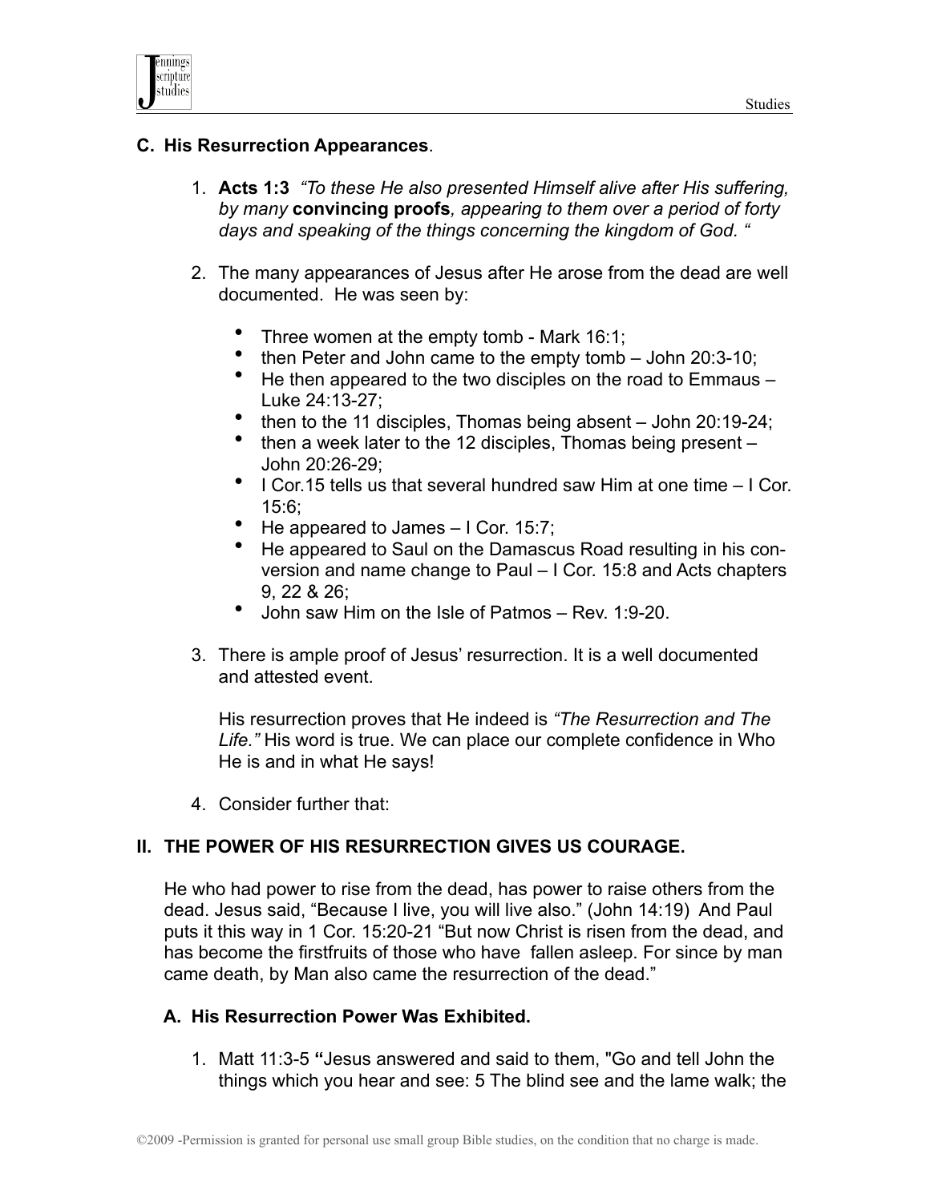### C. His Resurrection Appearances.

1. **Acts 1:3** *"To these He also presented Himself alive after His suffering, by many* **convincing proofs***, appearing to them over a period of forty days and speaking of the things concerning the kingdom of God. "*

2. The many appearances of Jesus after He arose from the dead are well documented. He was seen by:

   - Three women at the empty tomb - Mark 16:1;
   - then Peter and John came to the empty tomb – John 20:3-10;
   - He then appeared to the two disciples on the road to Emmaus – Luke 24:13-27;
   - then to the 11 disciples, Thomas being absent – John 20:19-24;
   - then a week later to the 12 disciples, Thomas being present – John 20:26-29;
   - I Cor.15 tells us that several hundred saw Him at one time – I Cor. 15:6;
   - He appeared to James – I Cor. 15:7;
   - He appeared to Saul on the Damascus Road resulting in his conversion and name change to Paul – I Cor. 15:8 and Acts chapters 9, 22 & 26;
   - John saw Him on the Isle of Patmos – Rev. 1:9-20.

3. There is ample proof of Jesus' resurrection. It is a well documented and attested event.

   His resurrection proves that He indeed is *"The Resurrection and The Life."* His word is true. We can place our complete confidence in Who He is and in what He says!

4. Consider further that:

## II. THE POWER OF HIS RESURRECTION GIVES US COURAGE.

He who had power to rise from the dead, has power to raise others from the dead. Jesus said, "Because I live, you will live also." (John 14:19) And Paul puts it this way in 1 Cor. 15:20-21 "But now Christ is risen from the dead, and has become the firstfruits of those who have fallen asleep. For since by man came death, by Man also came the resurrection of the dead."

### A. His Resurrection Power Was Exhibited.

1. Matt 11:3-5 **"**Jesus answered and said to them, "Go and tell John the things which you hear and see: 5 The blind see and the lame walk; the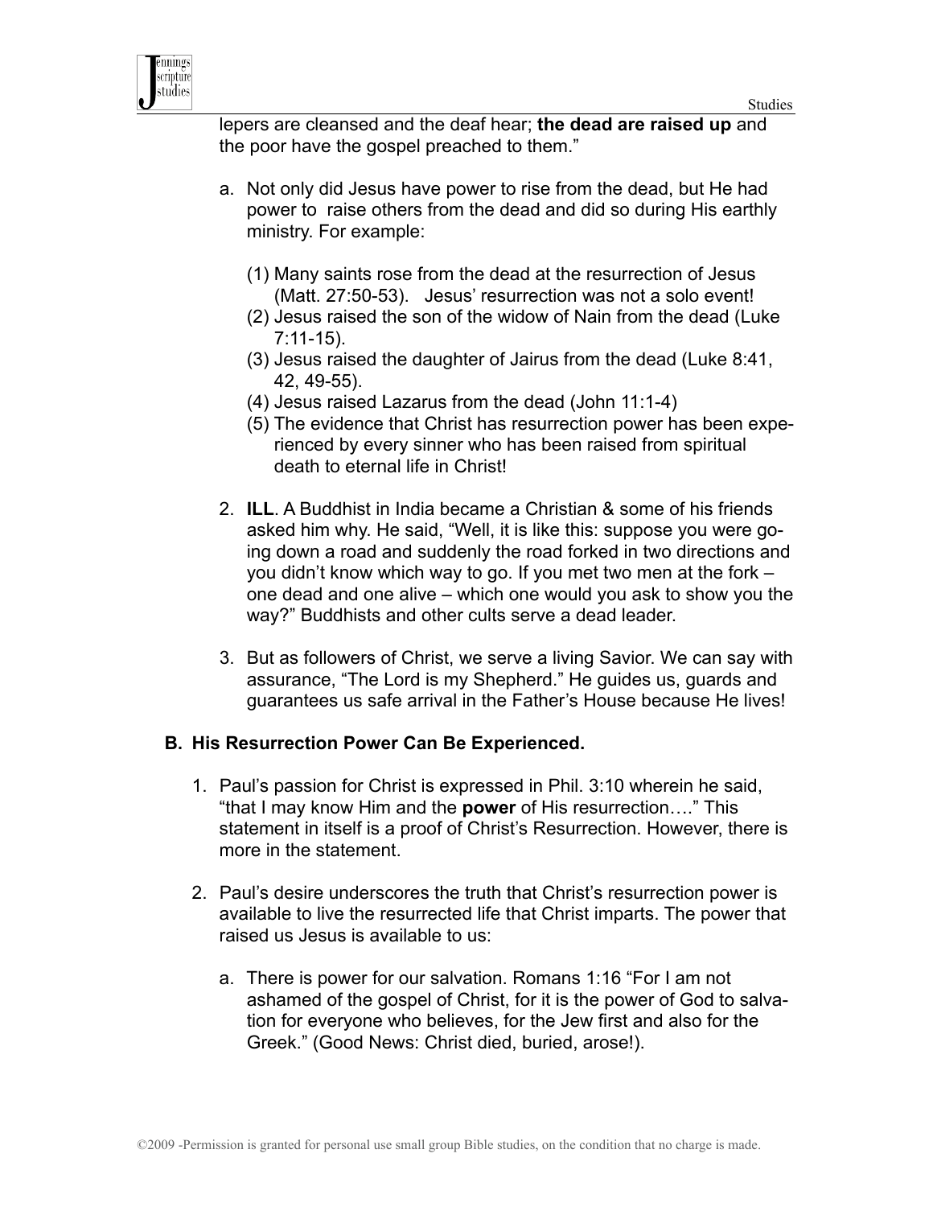lepers are cleansed and the deaf hear; **the dead are raised up** and the poor have the gospel preached to them."

a. Not only did Jesus have power to rise from the dead, but He had power to raise others from the dead and did so during His earthly ministry. For example:

   (1) Many saints rose from the dead at the resurrection of Jesus (Matt. 27:50-53). Jesus' resurrection was not a solo event!
   (2) Jesus raised the son of the widow of Nain from the dead (Luke 7:11-15).
   (3) Jesus raised the daughter of Jairus from the dead (Luke 8:41, 42, 49-55).
   (4) Jesus raised Lazarus from the dead (John 11:1-4)
   (5) The evidence that Christ has resurrection power has been experienced by every sinner who has been raised from spiritual death to eternal life in Christ!

2. **ILL**. A Buddhist in India became a Christian & some of his friends asked him why. He said, "Well, it is like this: suppose you were going down a road and suddenly the road forked in two directions and you didn't know which way to go. If you met two men at the fork – one dead and one alive – which one would you ask to show you the way?" Buddhists and other cults serve a dead leader.

3. But as followers of Christ, we serve a living Savior. We can say with assurance, "The Lord is my Shepherd." He guides us, guards and guarantees us safe arrival in the Father's House because He lives!

### B. His Resurrection Power Can Be Experienced.

1. Paul's passion for Christ is expressed in Phil. 3:10 wherein he said, "that I may know Him and the **power** of His resurrection…." This statement in itself is a proof of Christ's Resurrection. However, there is more in the statement.

2. Paul's desire underscores the truth that Christ's resurrection power is available to live the resurrected life that Christ imparts. The power that raised us Jesus is available to us:

   a. There is power for our salvation. Romans 1:16 "For I am not ashamed of the gospel of Christ, for it is the power of God to salvation for everyone who believes, for the Jew first and also for the Greek." (Good News: Christ died, buried, arose!).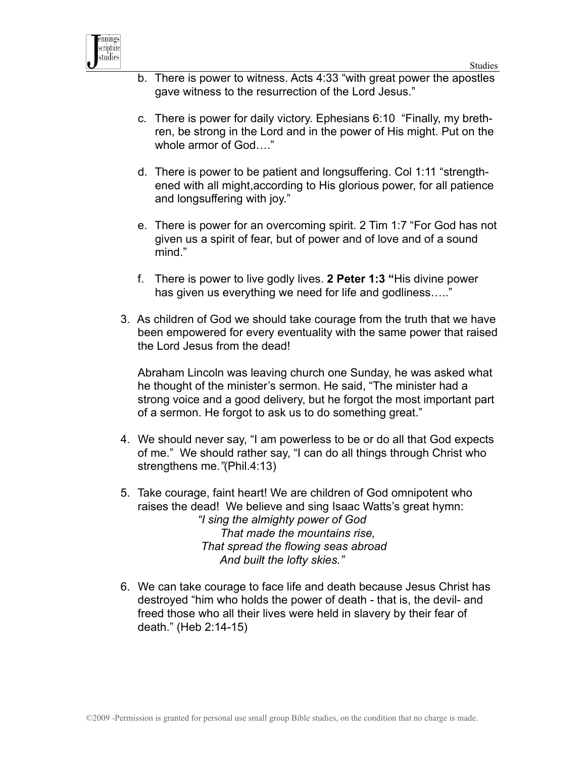b. There is power to witness. Acts 4:33 "with great power the apostles gave witness to the resurrection of the Lord Jesus."

c. There is power for daily victory. Ephesians 6:10 "Finally, my brethren, be strong in the Lord and in the power of His might. Put on the whole armor of God…."

d. There is power to be patient and longsuffering. Col 1:11 "strengthened with all might,according to His glorious power, for all patience and longsuffering with joy."

e. There is power for an overcoming spirit. 2 Tim 1:7 "For God has not given us a spirit of fear, but of power and of love and of a sound mind."

f. There is power to live godly lives. **2 Peter 1:3 "**His divine power has given us everything we need for life and godliness….."

3. As children of God we should take courage from the truth that we have been empowered for every eventuality with the same power that raised the Lord Jesus from the dead!

   Abraham Lincoln was leaving church one Sunday, he was asked what he thought of the minister's sermon. He said, "The minister had a strong voice and a good delivery, but he forgot the most important part of a sermon. He forgot to ask us to do something great."

4. We should never say, "I am powerless to be or do all that God expects of me." We should rather say, "I can do all things through Christ who strengthens me.*"*(Phil.4:13)

5. Take courage, faint heart! We are children of God omnipotent who raises the dead! We believe and sing Isaac Watts's great hymn:

   *"I sing the almighty power of God*
   *That made the mountains rise,*
   *That spread the flowing seas abroad*
   *And built the lofty skies."*

6. We can take courage to face life and death because Jesus Christ has destroyed "him who holds the power of death - that is, the devil- and freed those who all their lives were held in slavery by their fear of death." (Heb 2:14-15)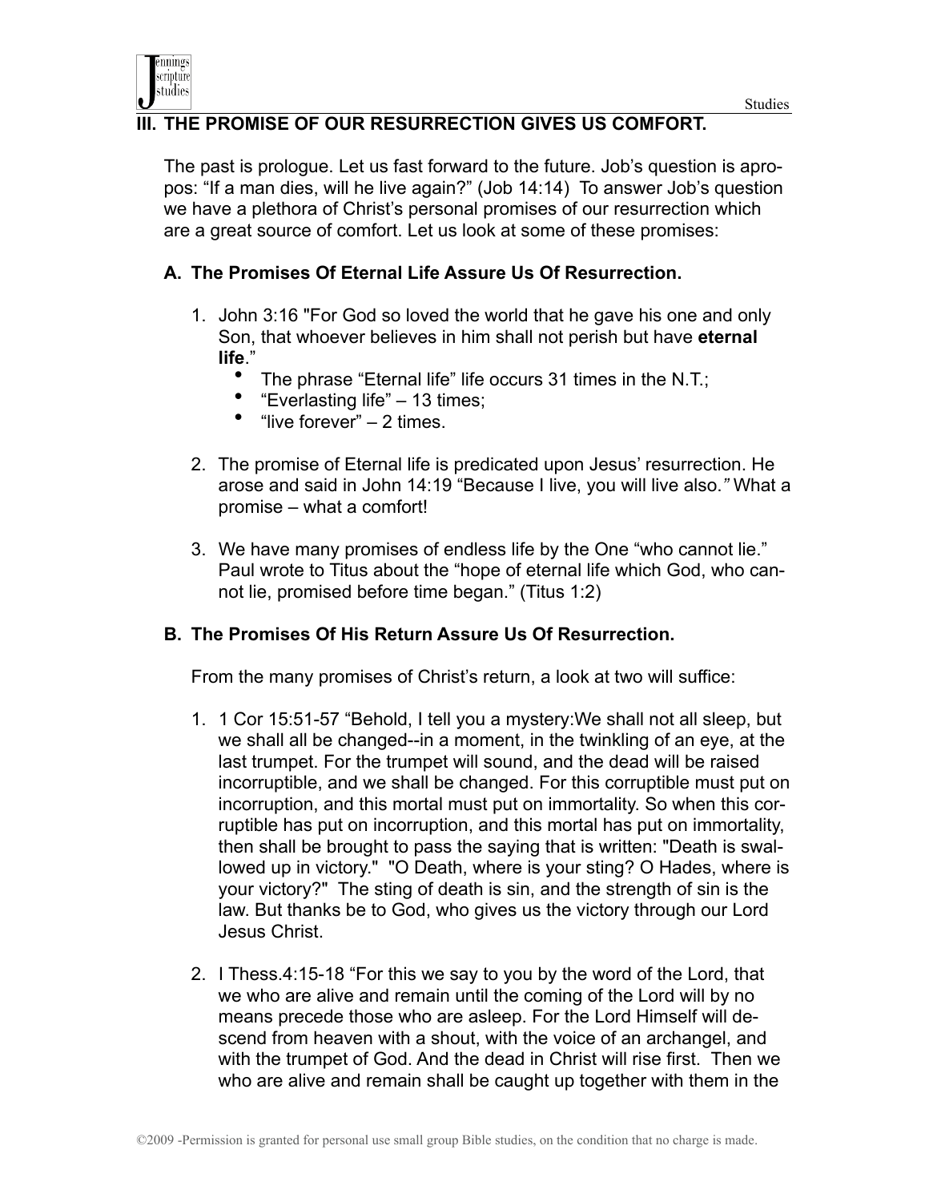## III. THE PROMISE OF OUR RESURRECTION GIVES US COMFORT.

The past is prologue. Let us fast forward to the future. Job's question is apropos: "If a man dies, will he live again?" (Job 14:14) To answer Job's question we have a plethora of Christ's personal promises of our resurrection which are a great source of comfort. Let us look at some of these promises:

### A. The Promises Of Eternal Life Assure Us Of Resurrection.

1. John 3:16 "For God so loved the world that he gave his one and only Son, that whoever believes in him shall not perish but have **eternal life**."
   - The phrase "Eternal life" life occurs 31 times in the N.T.;
   - "Everlasting life" – 13 times;
   - "live forever" – 2 times.

2. The promise of Eternal life is predicated upon Jesus' resurrection. He arose and said in John 14:19 "Because I live, you will live also.*"* What a promise – what a comfort!

3. We have many promises of endless life by the One "who cannot lie." Paul wrote to Titus about the "hope of eternal life which God, who cannot lie, promised before time began." (Titus 1:2)

### B. The Promises Of His Return Assure Us Of Resurrection.

From the many promises of Christ's return, a look at two will suffice:

1. 1 Cor 15:51-57 "Behold, I tell you a mystery:We shall not all sleep, but we shall all be changed--in a moment, in the twinkling of an eye, at the last trumpet. For the trumpet will sound, and the dead will be raised incorruptible, and we shall be changed. For this corruptible must put on incorruption, and this mortal must put on immortality. So when this corruptible has put on incorruption, and this mortal has put on immortality, then shall be brought to pass the saying that is written: "Death is swallowed up in victory." "O Death, where is your sting? O Hades, where is your victory?" The sting of death is sin, and the strength of sin is the law. But thanks be to God, who gives us the victory through our Lord Jesus Christ.

2. I Thess.4:15-18 "For this we say to you by the word of the Lord, that we who are alive and remain until the coming of the Lord will by no means precede those who are asleep. For the Lord Himself will descend from heaven with a shout, with the voice of an archangel, and with the trumpet of God. And the dead in Christ will rise first. Then we who are alive and remain shall be caught up together with them in the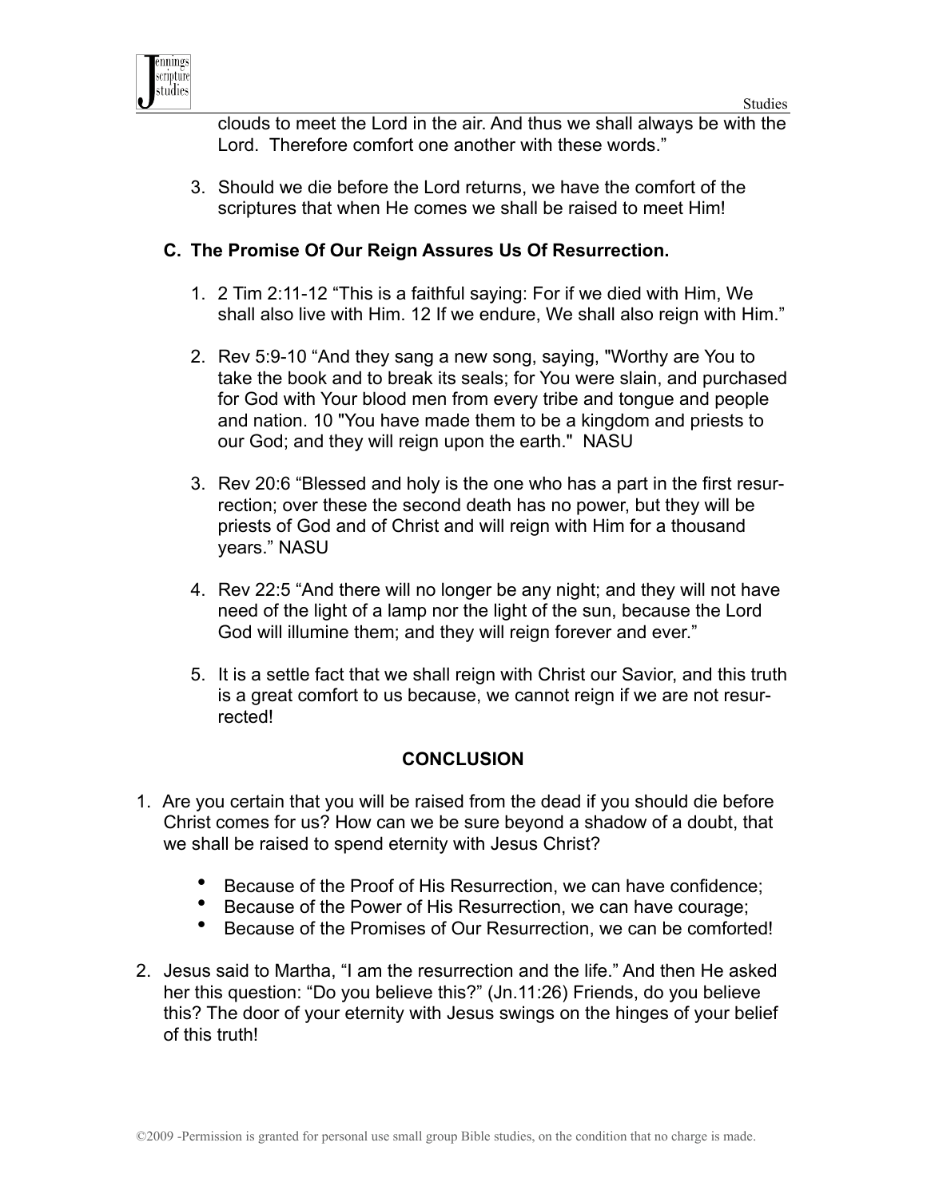clouds to meet the Lord in the air. And thus we shall always be with the Lord. Therefore comfort one another with these words."

3. Should we die before the Lord returns, we have the comfort of the scriptures that when He comes we shall be raised to meet Him!

### C. The Promise Of Our Reign Assures Us Of Resurrection.

1. 2 Tim 2:11-12 "This is a faithful saying: For if we died with Him, We shall also live with Him. 12 If we endure, We shall also reign with Him."

2. Rev 5:9-10 "And they sang a new song, saying, "Worthy are You to take the book and to break its seals; for You were slain, and purchased for God with Your blood men from every tribe and tongue and people and nation. 10 "You have made them to be a kingdom and priests to our God; and they will reign upon the earth." NASU

3. Rev 20:6 "Blessed and holy is the one who has a part in the first resurrection; over these the second death has no power, but they will be priests of God and of Christ and will reign with Him for a thousand years." NASU

4. Rev 22:5 "And there will no longer be any night; and they will not have need of the light of a lamp nor the light of the sun, because the Lord God will illumine them; and they will reign forever and ever."

5. It is a settle fact that we shall reign with Christ our Savior, and this truth is a great comfort to us because, we cannot reign if we are not resurrected!

## CONCLUSION

1. Are you certain that you will be raised from the dead if you should die before Christ comes for us? How can we be sure beyond a shadow of a doubt, that we shall be raised to spend eternity with Jesus Christ?

   - Because of the Proof of His Resurrection, we can have confidence;
   - Because of the Power of His Resurrection, we can have courage;
   - Because of the Promises of Our Resurrection, we can be comforted!

2. Jesus said to Martha, "I am the resurrection and the life." And then He asked her this question: "Do you believe this?" (Jn.11:26) Friends, do you believe this? The door of your eternity with Jesus swings on the hinges of your belief of this truth!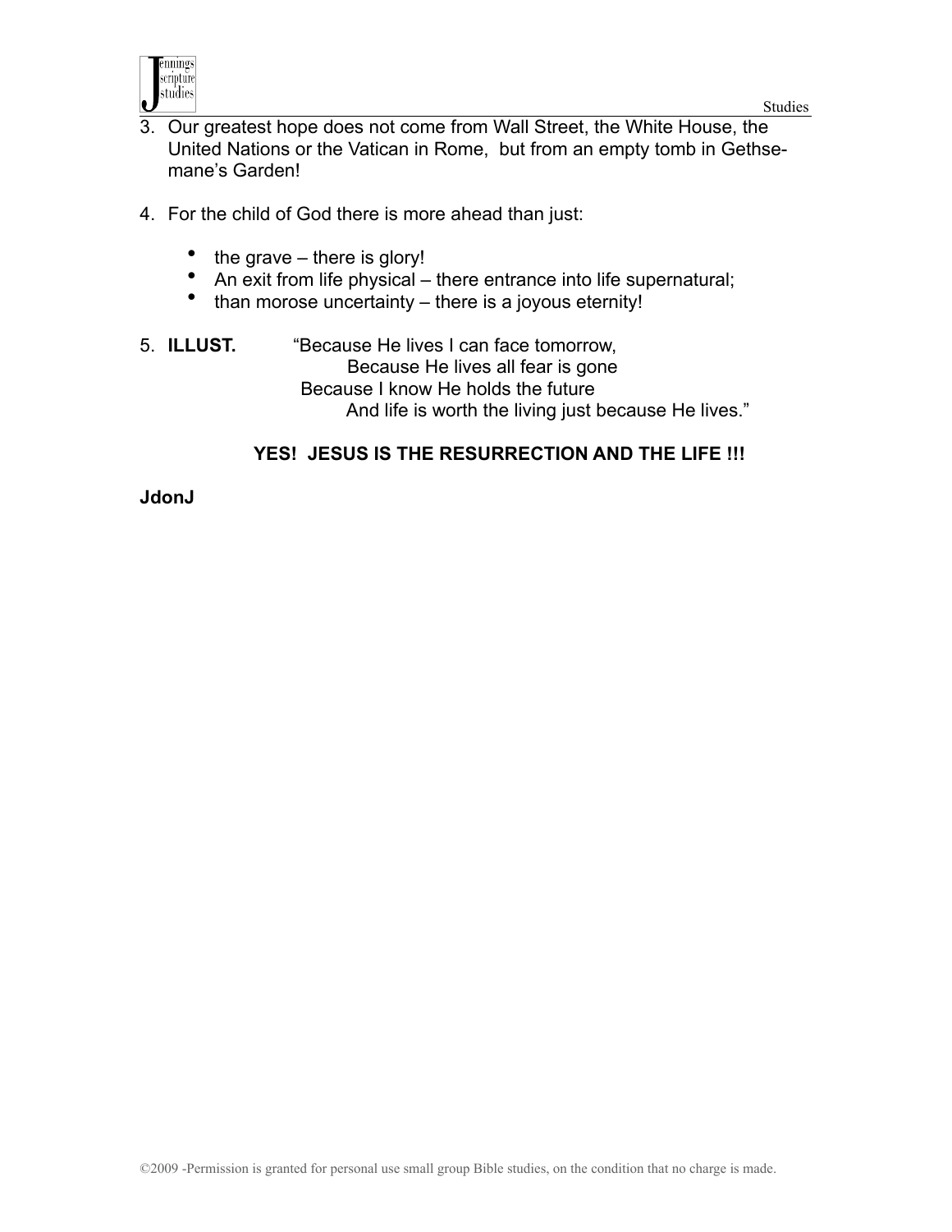3. Our greatest hope does not come from Wall Street, the White House, the United Nations or the Vatican in Rome, but from an empty tomb in Gethsemane's Garden!

4. For the child of God there is more ahead than just:

   - the grave – there is glory!
   - An exit from life physical – there entrance into life supernatural;
   - than morose uncertainty – there is a joyous eternity!

5. **ILLUST.** "Because He lives I can face tomorrow,
   Because He lives all fear is gone
   Because I know He holds the future
   And life is worth the living just because He lives."

**YES! JESUS IS THE RESURRECTION AND THE LIFE !!!**

**JdonJ**

©2009 -Permission is granted for personal use small group Bible studies, on the condition that no charge is made.